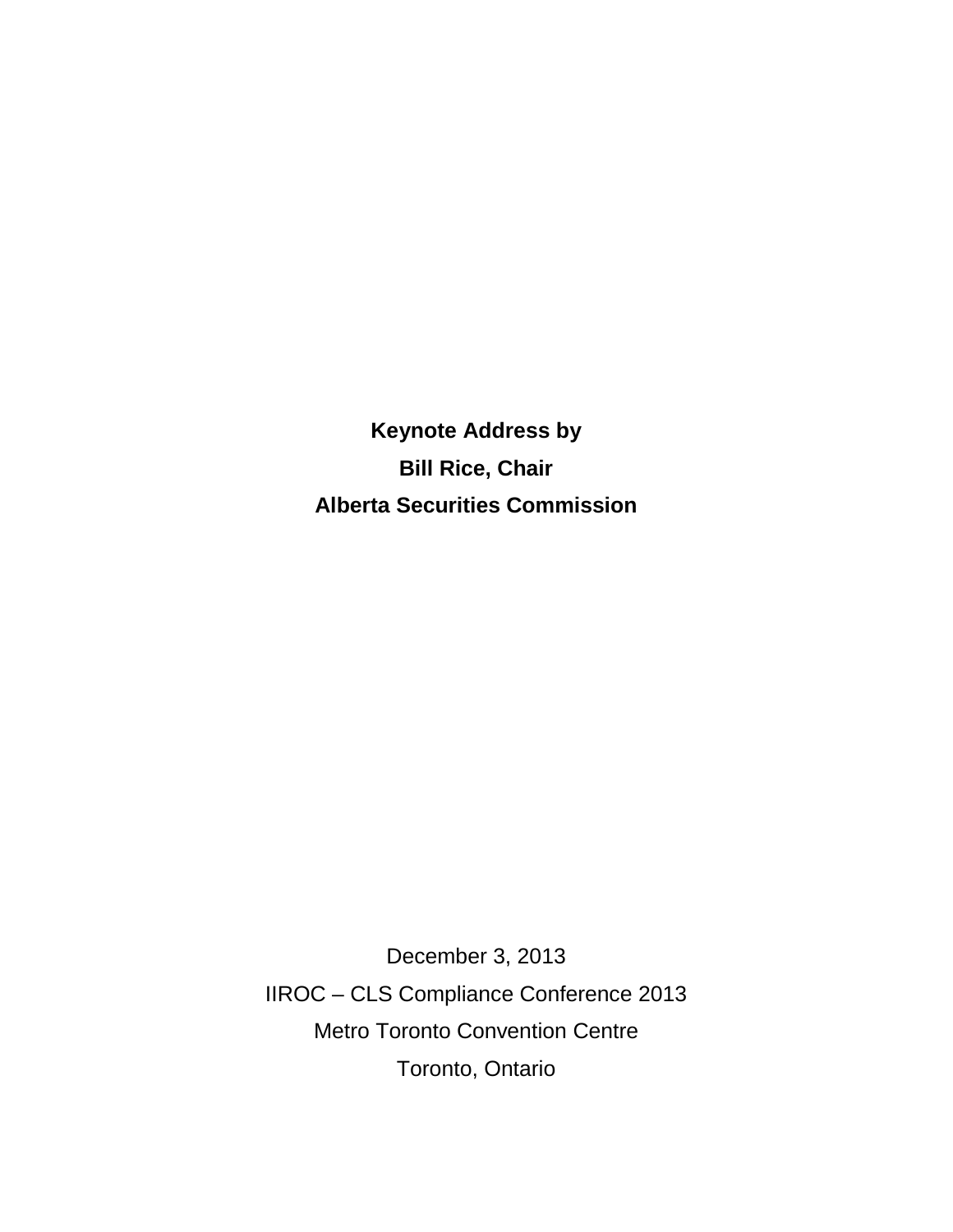**Keynote Address by**

**Bill Rice, Chair**

**Alberta Securities Commission**

December 3, 2013

IIROC – CLS Compliance Conference 2013

Metro Toronto Convention Centre

Toronto, Ontario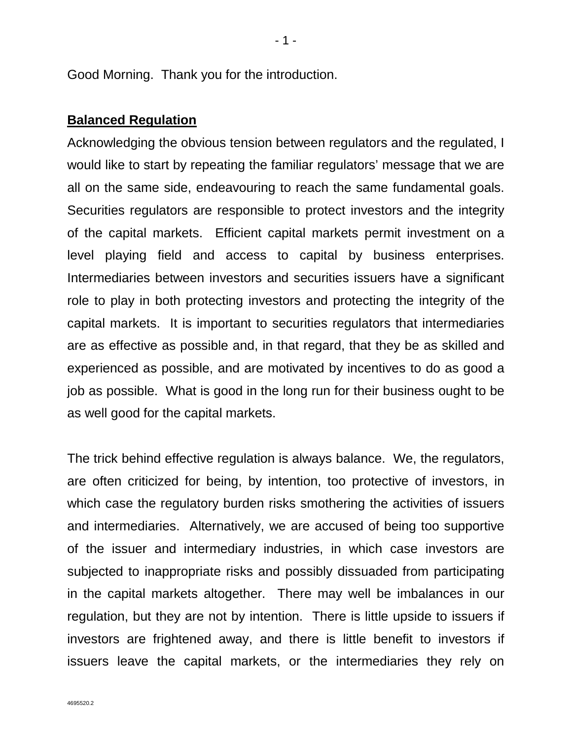Good Morning.  Thank you for the introduction.

## Balanced Regulation

Acknowledging the obvious tension between regulators and the regulated, I would like to start by repeating the familiar regulators' message that we are all on the same side, endeavouring to reach the same fundamental goals. Securities regulators are responsible to protect investors and the integrity of the capital markets.  Efficient capital markets permit investment on a level playing field and access to capital by business enterprises. Intermediaries between investors and securities issuers have a significant role to play in both protecting investors and protecting the integrity of the capital markets.  It is important to securities regulators that intermediaries are as effective as possible and, in that regard, that they be as skilled and experienced as possible, and are motivated by incentives to do as good a job as possible.  What is good in the long run for their business ought to be as well good for the capital markets.

The trick behind effective regulation is always balance.  We, the regulators, are often criticized for being, by intention, too protective of investors, in which case the regulatory burden risks smothering the activities of issuers and intermediaries.  Alternatively, we are accused of being too supportive of the issuer and intermediary industries, in which case investors are subjected to inappropriate risks and possibly dissuaded from participating in the capital markets altogether.  There may well be imbalances in our regulation, but they are not by intention.  There is little upside to issuers if investors are frightened away, and there is little benefit to investors if issuers leave the capital markets, or the intermediaries they rely on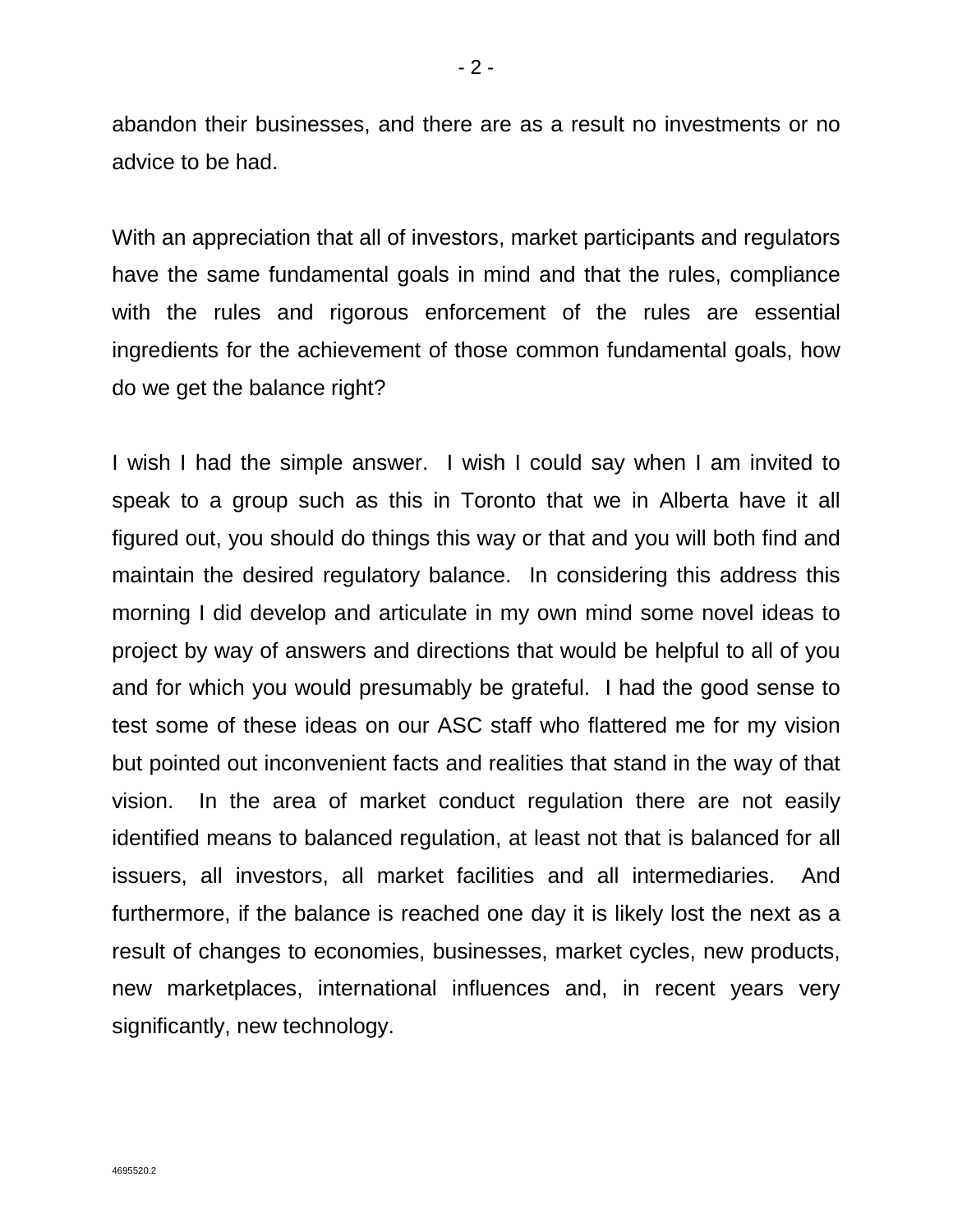abandon their businesses, and there are as a result no investments or no advice to be had.

With an appreciation that all of investors, market participants and regulators have the same fundamental goals in mind and that the rules, compliance with the rules and rigorous enforcement of the rules are essential ingredients for the achievement of those common fundamental goals, how do we get the balance right?

I wish I had the simple answer. I wish I could say when I am invited to speak to a group such as this in Toronto that we in Alberta have it all figured out, you should do things this way or that and you will both find and maintain the desired regulatory balance. In considering this address this morning I did develop and articulate in my own mind some novel ideas to project by way of answers and directions that would be helpful to all of you and for which you would presumably be grateful. I had the good sense to test some of these ideas on our ASC staff who flattered me for my vision but pointed out inconvenient facts and realities that stand in the way of that vision. In the area of market conduct regulation there are not easily identified means to balanced regulation, at least not that is balanced for all issuers, all investors, all market facilities and all intermediaries. And furthermore, if the balance is reached one day it is likely lost the next as a result of changes to economies, businesses, market cycles, new products, new marketplaces, international influences and, in recent years very significantly, new technology.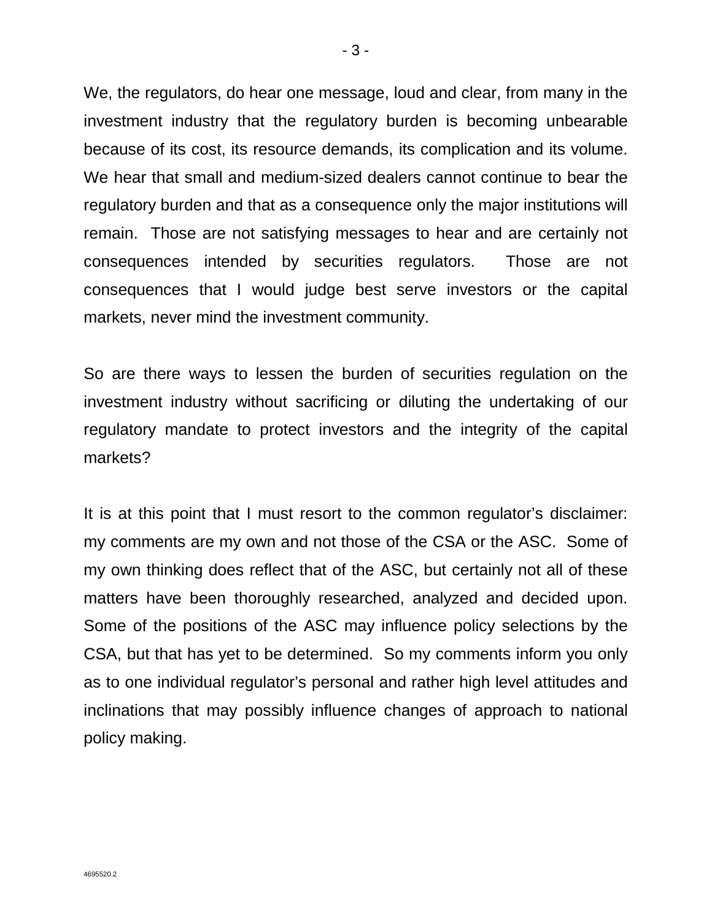We, the regulators, do hear one message, loud and clear, from many in the investment industry that the regulatory burden is becoming unbearable because of its cost, its resource demands, its complication and its volume. We hear that small and medium-sized dealers cannot continue to bear the regulatory burden and that as a consequence only the major institutions will remain. Those are not satisfying messages to hear and are certainly not consequences intended by securities regulators. Those are not consequences that I would judge best serve investors or the capital markets, never mind the investment community.

So are there ways to lessen the burden of securities regulation on the investment industry without sacrificing or diluting the undertaking of our regulatory mandate to protect investors and the integrity of the capital markets?

It is at this point that I must resort to the common regulator's disclaimer: my comments are my own and not those of the CSA or the ASC. Some of my own thinking does reflect that of the ASC, but certainly not all of these matters have been thoroughly researched, analyzed and decided upon. Some of the positions of the ASC may influence policy selections by the CSA, but that has yet to be determined. So my comments inform you only as to one individual regulator's personal and rather high level attitudes and inclinations that may possibly influence changes of approach to national policy making.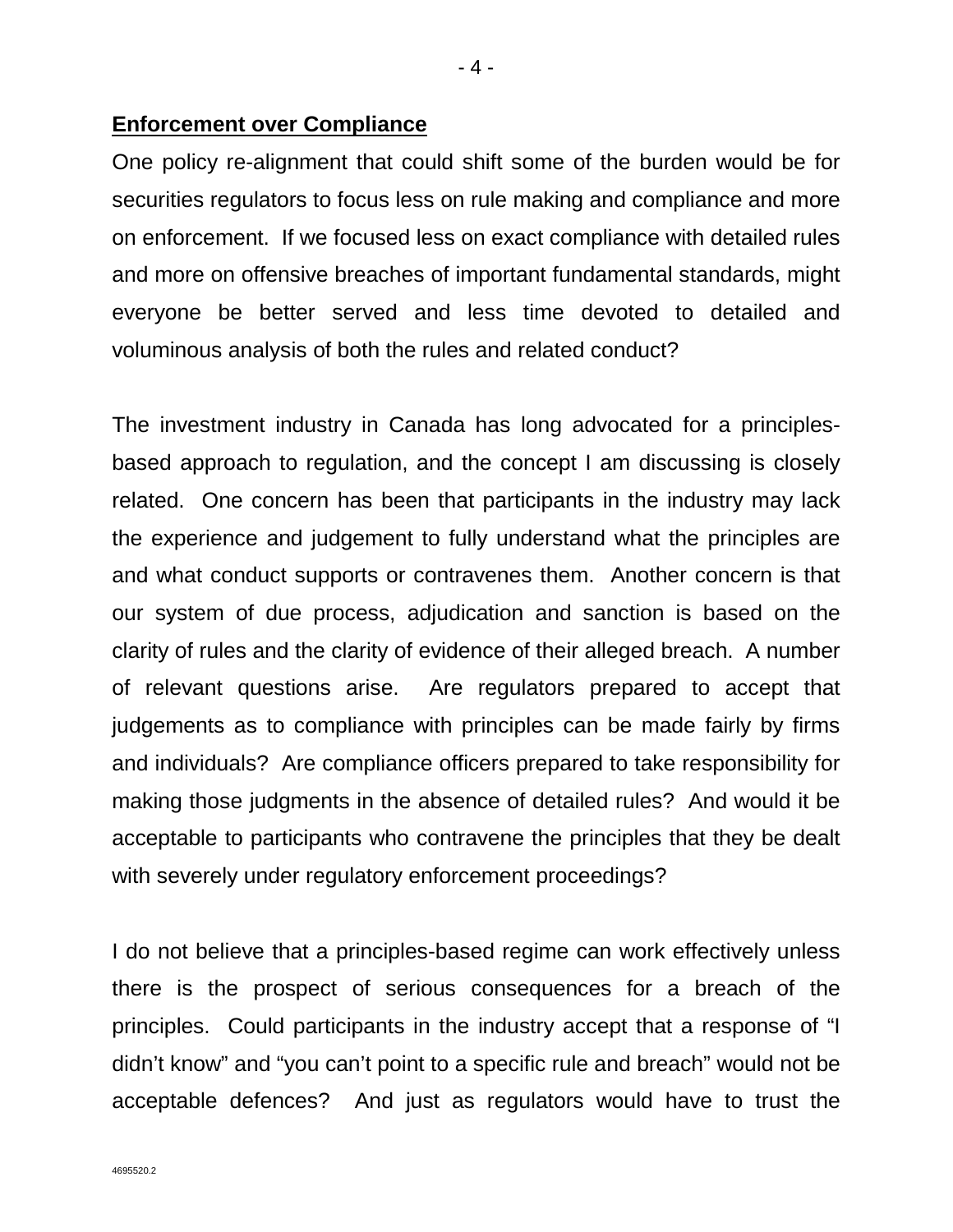**Enforcement over Compliance**

One policy re-alignment that could shift some of the burden would be for securities regulators to focus less on rule making and compliance and more on enforcement. If we focused less on exact compliance with detailed rules and more on offensive breaches of important fundamental standards, might everyone be better served and less time devoted to detailed and voluminous analysis of both the rules and related conduct?

The investment industry in Canada has long advocated for a principles-based approach to regulation, and the concept I am discussing is closely related. One concern has been that participants in the industry may lack the experience and judgement to fully understand what the principles are and what conduct supports or contravenes them. Another concern is that our system of due process, adjudication and sanction is based on the clarity of rules and the clarity of evidence of their alleged breach. A number of relevant questions arise. Are regulators prepared to accept that judgements as to compliance with principles can be made fairly by firms and individuals? Are compliance officers prepared to take responsibility for making those judgments in the absence of detailed rules? And would it be acceptable to participants who contravene the principles that they be dealt with severely under regulatory enforcement proceedings?

I do not believe that a principles-based regime can work effectively unless there is the prospect of serious consequences for a breach of the principles. Could participants in the industry accept that a response of "I didn't know" and "you can't point to a specific rule and breach" would not be acceptable defences? And just as regulators would have to trust the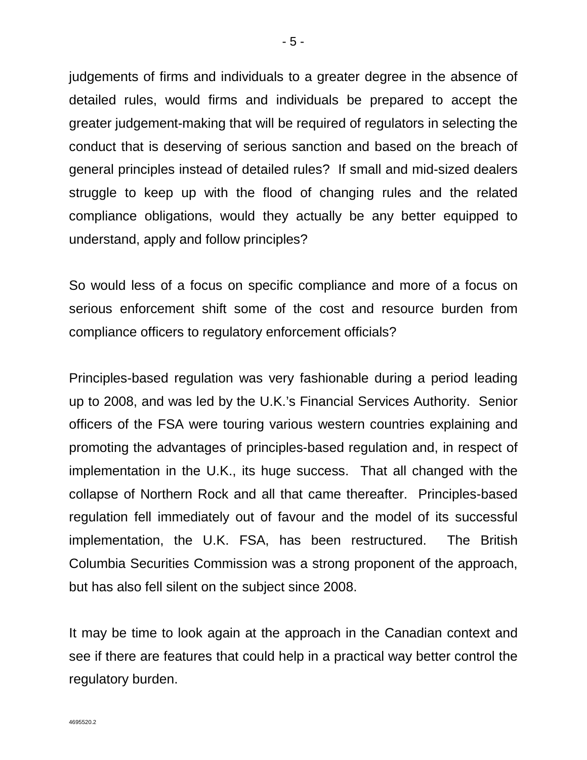judgements of firms and individuals to a greater degree in the absence of detailed rules, would firms and individuals be prepared to accept the greater judgement-making that will be required of regulators in selecting the conduct that is deserving of serious sanction and based on the breach of general principles instead of detailed rules? If small and mid-sized dealers struggle to keep up with the flood of changing rules and the related compliance obligations, would they actually be any better equipped to understand, apply and follow principles?

So would less of a focus on specific compliance and more of a focus on serious enforcement shift some of the cost and resource burden from compliance officers to regulatory enforcement officials?

Principles-based regulation was very fashionable during a period leading up to 2008, and was led by the U.K.'s Financial Services Authority. Senior officers of the FSA were touring various western countries explaining and promoting the advantages of principles-based regulation and, in respect of implementation in the U.K., its huge success. That all changed with the collapse of Northern Rock and all that came thereafter. Principles-based regulation fell immediately out of favour and the model of its successful implementation, the U.K. FSA, has been restructured. The British Columbia Securities Commission was a strong proponent of the approach, but has also fell silent on the subject since 2008.

It may be time to look again at the approach in the Canadian context and see if there are features that could help in a practical way better control the regulatory burden.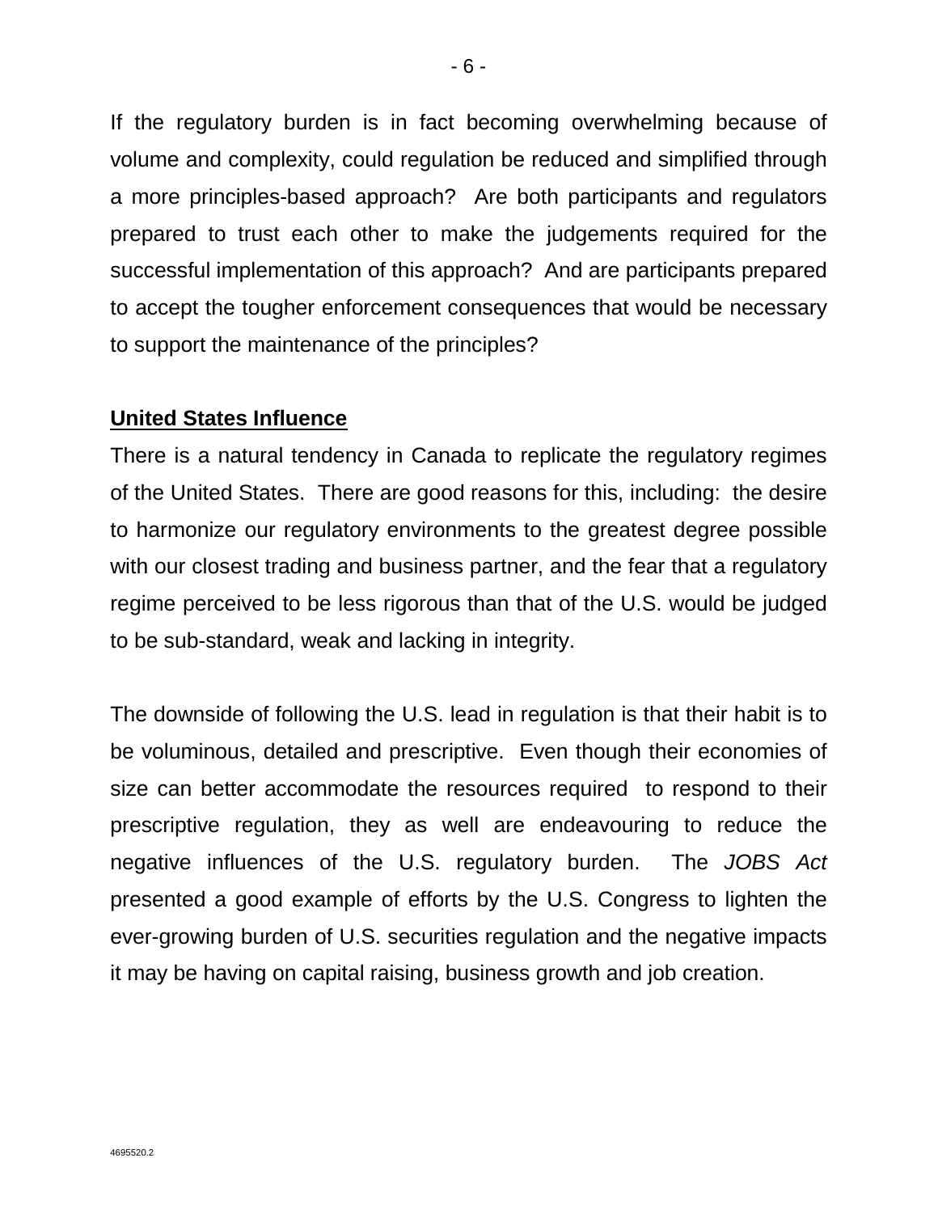If the regulatory burden is in fact becoming overwhelming because of volume and complexity, could regulation be reduced and simplified through a more principles-based approach? Are both participants and regulators prepared to trust each other to make the judgements required for the successful implementation of this approach? And are participants prepared to accept the tougher enforcement consequences that would be necessary to support the maintenance of the principles?

## United States Influence

There is a natural tendency in Canada to replicate the regulatory regimes of the United States. There are good reasons for this, including: the desire to harmonize our regulatory environments to the greatest degree possible with our closest trading and business partner, and the fear that a regulatory regime perceived to be less rigorous than that of the U.S. would be judged to be sub-standard, weak and lacking in integrity.

The downside of following the U.S. lead in regulation is that their habit is to be voluminous, detailed and prescriptive. Even though their economies of size can better accommodate the resources required to respond to their prescriptive regulation, they as well are endeavouring to reduce the negative influences of the U.S. regulatory burden. The *JOBS Act* presented a good example of efforts by the U.S. Congress to lighten the ever-growing burden of U.S. securities regulation and the negative impacts it may be having on capital raising, business growth and job creation.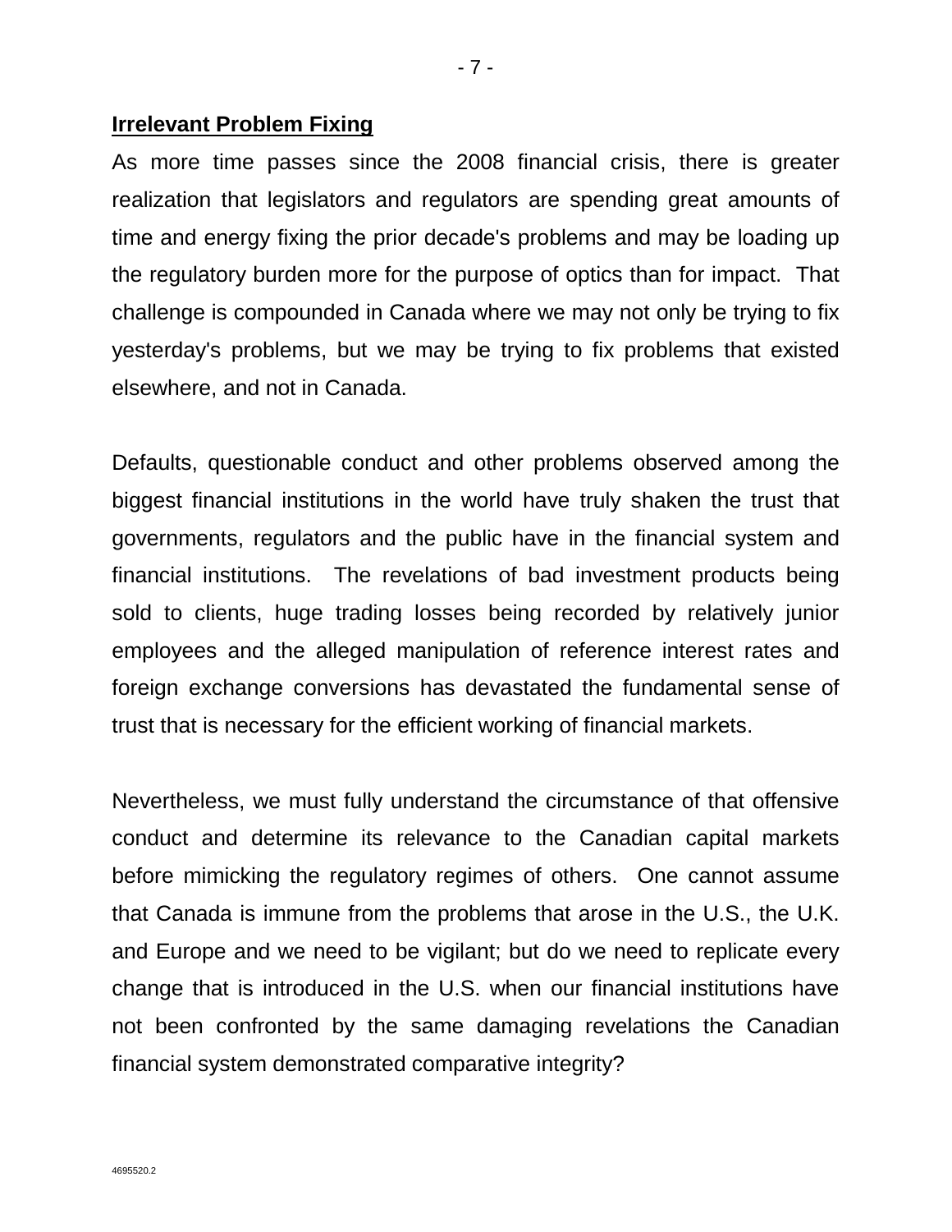**Irrelevant Problem Fixing**

As more time passes since the 2008 financial crisis, there is greater realization that legislators and regulators are spending great amounts of time and energy fixing the prior decade's problems and may be loading up the regulatory burden more for the purpose of optics than for impact. That challenge is compounded in Canada where we may not only be trying to fix yesterday's problems, but we may be trying to fix problems that existed elsewhere, and not in Canada.

Defaults, questionable conduct and other problems observed among the biggest financial institutions in the world have truly shaken the trust that governments, regulators and the public have in the financial system and financial institutions. The revelations of bad investment products being sold to clients, huge trading losses being recorded by relatively junior employees and the alleged manipulation of reference interest rates and foreign exchange conversions has devastated the fundamental sense of trust that is necessary for the efficient working of financial markets.

Nevertheless, we must fully understand the circumstance of that offensive conduct and determine its relevance to the Canadian capital markets before mimicking the regulatory regimes of others. One cannot assume that Canada is immune from the problems that arose in the U.S., the U.K. and Europe and we need to be vigilant; but do we need to replicate every change that is introduced in the U.S. when our financial institutions have not been confronted by the same damaging revelations the Canadian financial system demonstrated comparative integrity?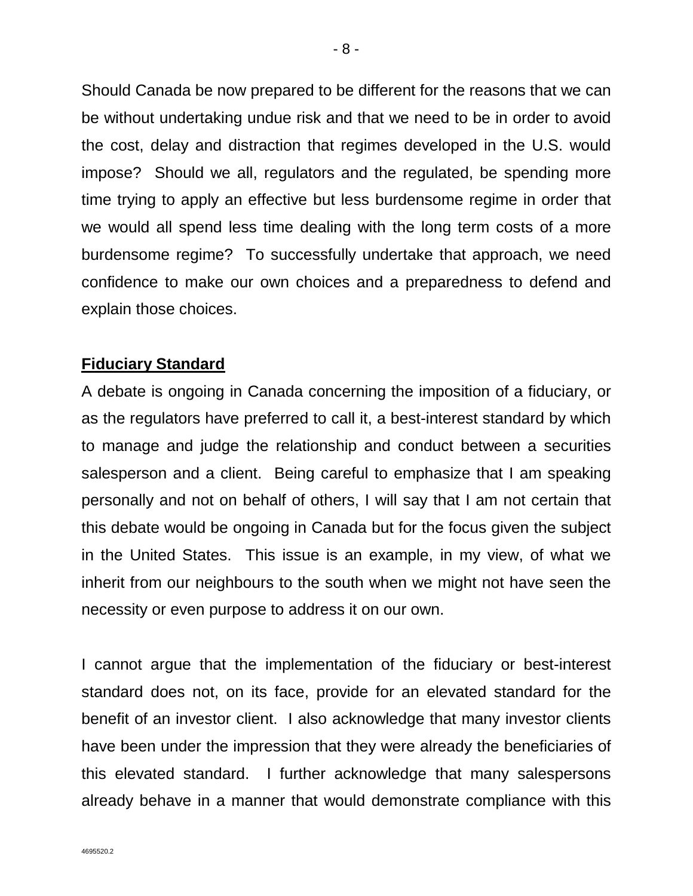Should Canada be now prepared to be different for the reasons that we can be without undertaking undue risk and that we need to be in order to avoid the cost, delay and distraction that regimes developed in the U.S. would impose? Should we all, regulators and the regulated, be spending more time trying to apply an effective but less burdensome regime in order that we would all spend less time dealing with the long term costs of a more burdensome regime? To successfully undertake that approach, we need confidence to make our own choices and a preparedness to defend and explain those choices.

**Fiduciary Standard**

A debate is ongoing in Canada concerning the imposition of a fiduciary, or as the regulators have preferred to call it, a best-interest standard by which to manage and judge the relationship and conduct between a securities salesperson and a client. Being careful to emphasize that I am speaking personally and not on behalf of others, I will say that I am not certain that this debate would be ongoing in Canada but for the focus given the subject in the United States. This issue is an example, in my view, of what we inherit from our neighbours to the south when we might not have seen the necessity or even purpose to address it on our own.

I cannot argue that the implementation of the fiduciary or best-interest standard does not, on its face, provide for an elevated standard for the benefit of an investor client. I also acknowledge that many investor clients have been under the impression that they were already the beneficiaries of this elevated standard. I further acknowledge that many salespersons already behave in a manner that would demonstrate compliance with this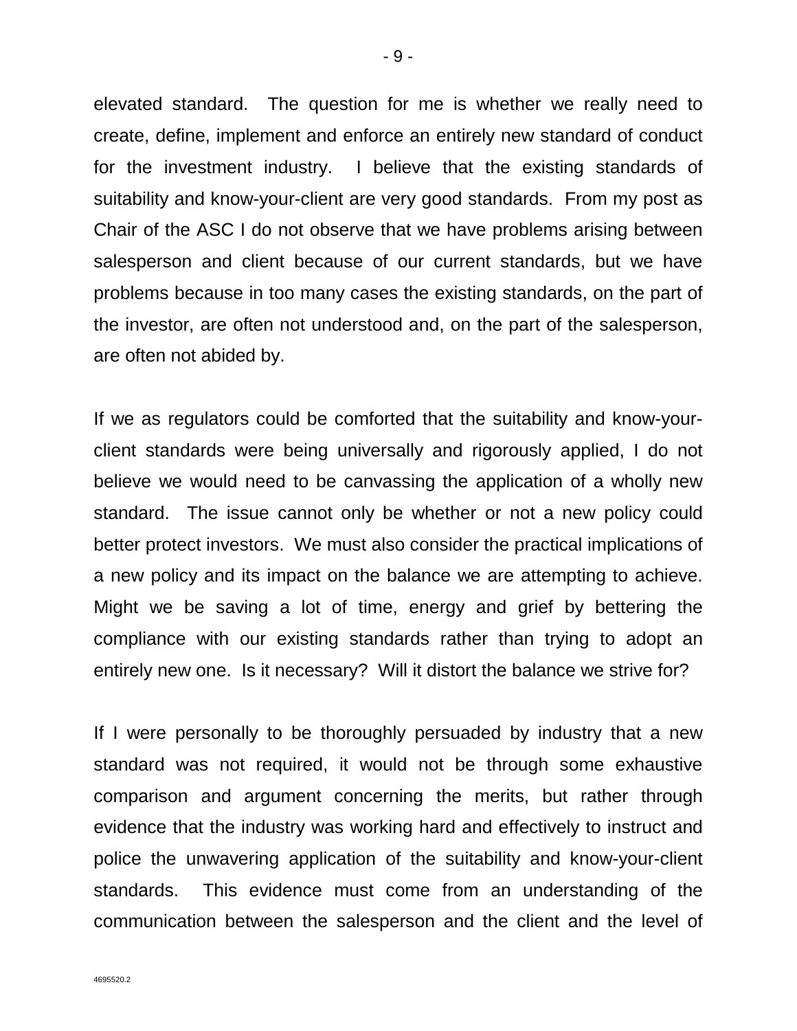elevated standard. The question for me is whether we really need to create, define, implement and enforce an entirely new standard of conduct for the investment industry. I believe that the existing standards of suitability and know-your-client are very good standards. From my post as Chair of the ASC I do not observe that we have problems arising between salesperson and client because of our current standards, but we have problems because in too many cases the existing standards, on the part of the investor, are often not understood and, on the part of the salesperson, are often not abided by.

If we as regulators could be comforted that the suitability and know-your-client standards were being universally and rigorously applied, I do not believe we would need to be canvassing the application of a wholly new standard. The issue cannot only be whether or not a new policy could better protect investors. We must also consider the practical implications of a new policy and its impact on the balance we are attempting to achieve. Might we be saving a lot of time, energy and grief by bettering the compliance with our existing standards rather than trying to adopt an entirely new one. Is it necessary? Will it distort the balance we strive for?

If I were personally to be thoroughly persuaded by industry that a new standard was not required, it would not be through some exhaustive comparison and argument concerning the merits, but rather through evidence that the industry was working hard and effectively to instruct and police the unwavering application of the suitability and know-your-client standards. This evidence must come from an understanding of the communication between the salesperson and the client and the level of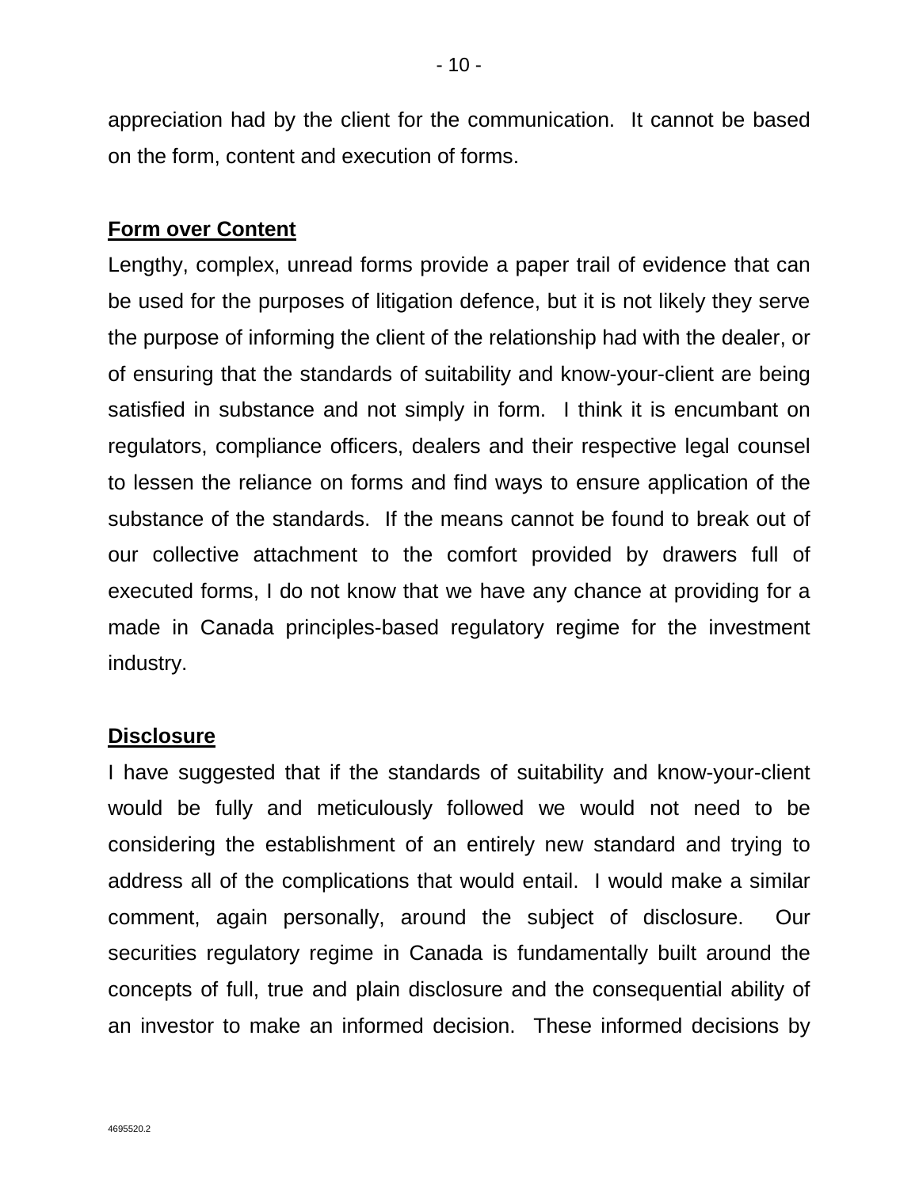appreciation had by the client for the communication. It cannot be based on the form, content and execution of forms.

**Form over Content**

Lengthy, complex, unread forms provide a paper trail of evidence that can be used for the purposes of litigation defence, but it is not likely they serve the purpose of informing the client of the relationship had with the dealer, or of ensuring that the standards of suitability and know-your-client are being satisfied in substance and not simply in form. I think it is encumbant on regulators, compliance officers, dealers and their respective legal counsel to lessen the reliance on forms and find ways to ensure application of the substance of the standards. If the means cannot be found to break out of our collective attachment to the comfort provided by drawers full of executed forms, I do not know that we have any chance at providing for a made in Canada principles-based regulatory regime for the investment industry.

**Disclosure**

I have suggested that if the standards of suitability and know-your-client would be fully and meticulously followed we would not need to be considering the establishment of an entirely new standard and trying to address all of the complications that would entail. I would make a similar comment, again personally, around the subject of disclosure. Our securities regulatory regime in Canada is fundamentally built around the concepts of full, true and plain disclosure and the consequential ability of an investor to make an informed decision. These informed decisions by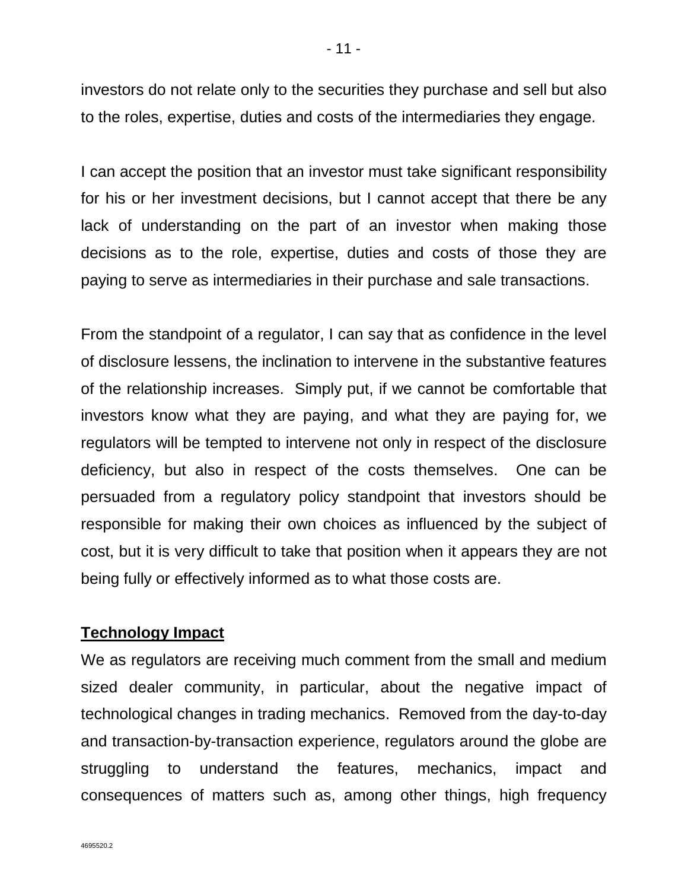investors do not relate only to the securities they purchase and sell but also to the roles, expertise, duties and costs of the intermediaries they engage.

I can accept the position that an investor must take significant responsibility for his or her investment decisions, but I cannot accept that there be any lack of understanding on the part of an investor when making those decisions as to the role, expertise, duties and costs of those they are paying to serve as intermediaries in their purchase and sale transactions.

From the standpoint of a regulator, I can say that as confidence in the level of disclosure lessens, the inclination to intervene in the substantive features of the relationship increases. Simply put, if we cannot be comfortable that investors know what they are paying, and what they are paying for, we regulators will be tempted to intervene not only in respect of the disclosure deficiency, but also in respect of the costs themselves. One can be persuaded from a regulatory policy standpoint that investors should be responsible for making their own choices as influenced by the subject of cost, but it is very difficult to take that position when it appears they are not being fully or effectively informed as to what those costs are.

**Technology Impact**

We as regulators are receiving much comment from the small and medium sized dealer community, in particular, about the negative impact of technological changes in trading mechanics. Removed from the day-to-day and transaction-by-transaction experience, regulators around the globe are struggling to understand the features, mechanics, impact and consequences of matters such as, among other things, high frequency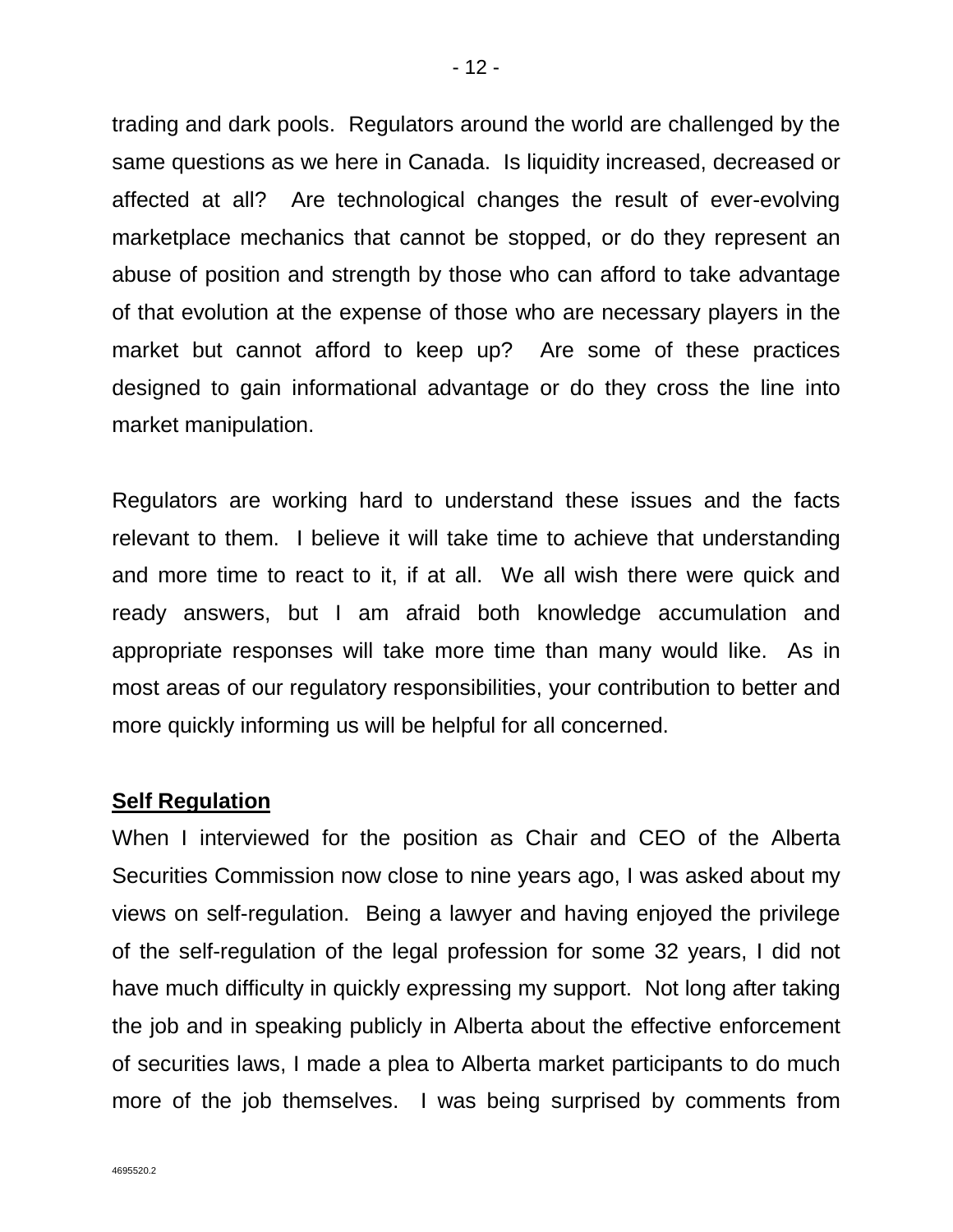trading and dark pools. Regulators around the world are challenged by the same questions as we here in Canada. Is liquidity increased, decreased or affected at all? Are technological changes the result of ever-evolving marketplace mechanics that cannot be stopped, or do they represent an abuse of position and strength by those who can afford to take advantage of that evolution at the expense of those who are necessary players in the market but cannot afford to keep up? Are some of these practices designed to gain informational advantage or do they cross the line into market manipulation.

Regulators are working hard to understand these issues and the facts relevant to them. I believe it will take time to achieve that understanding and more time to react to it, if at all. We all wish there were quick and ready answers, but I am afraid both knowledge accumulation and appropriate responses will take more time than many would like. As in most areas of our regulatory responsibilities, your contribution to better and more quickly informing us will be helpful for all concerned.

**Self Regulation**

When I interviewed for the position as Chair and CEO of the Alberta Securities Commission now close to nine years ago, I was asked about my views on self-regulation. Being a lawyer and having enjoyed the privilege of the self-regulation of the legal profession for some 32 years, I did not have much difficulty in quickly expressing my support. Not long after taking the job and in speaking publicly in Alberta about the effective enforcement of securities laws, I made a plea to Alberta market participants to do much more of the job themselves. I was being surprised by comments from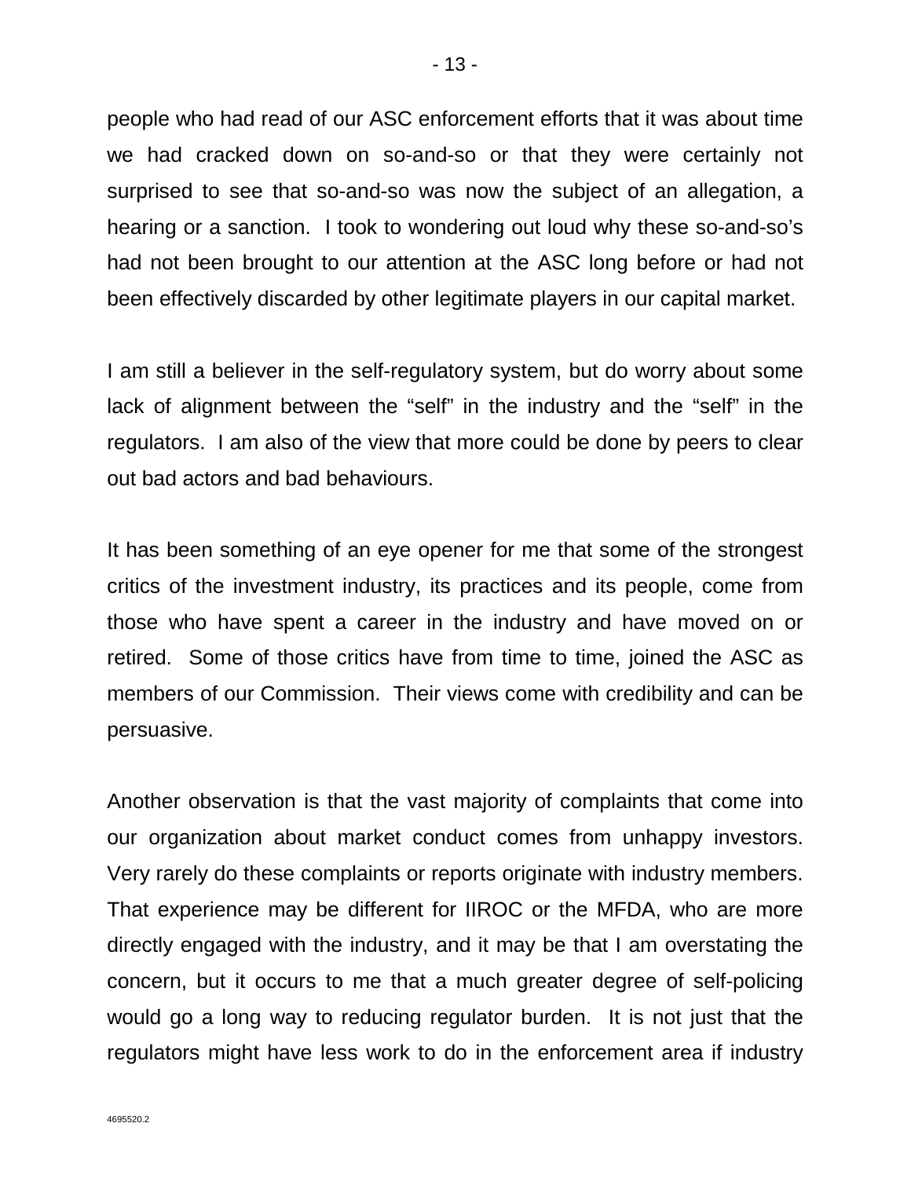people who had read of our ASC enforcement efforts that it was about time we had cracked down on so-and-so or that they were certainly not surprised to see that so-and-so was now the subject of an allegation, a hearing or a sanction. I took to wondering out loud why these so-and-so's had not been brought to our attention at the ASC long before or had not been effectively discarded by other legitimate players in our capital market.

I am still a believer in the self-regulatory system, but do worry about some lack of alignment between the "self" in the industry and the "self" in the regulators. I am also of the view that more could be done by peers to clear out bad actors and bad behaviours.

It has been something of an eye opener for me that some of the strongest critics of the investment industry, its practices and its people, come from those who have spent a career in the industry and have moved on or retired. Some of those critics have from time to time, joined the ASC as members of our Commission. Their views come with credibility and can be persuasive.

Another observation is that the vast majority of complaints that come into our organization about market conduct comes from unhappy investors. Very rarely do these complaints or reports originate with industry members. That experience may be different for IIROC or the MFDA, who are more directly engaged with the industry, and it may be that I am overstating the concern, but it occurs to me that a much greater degree of self-policing would go a long way to reducing regulator burden. It is not just that the regulators might have less work to do in the enforcement area if industry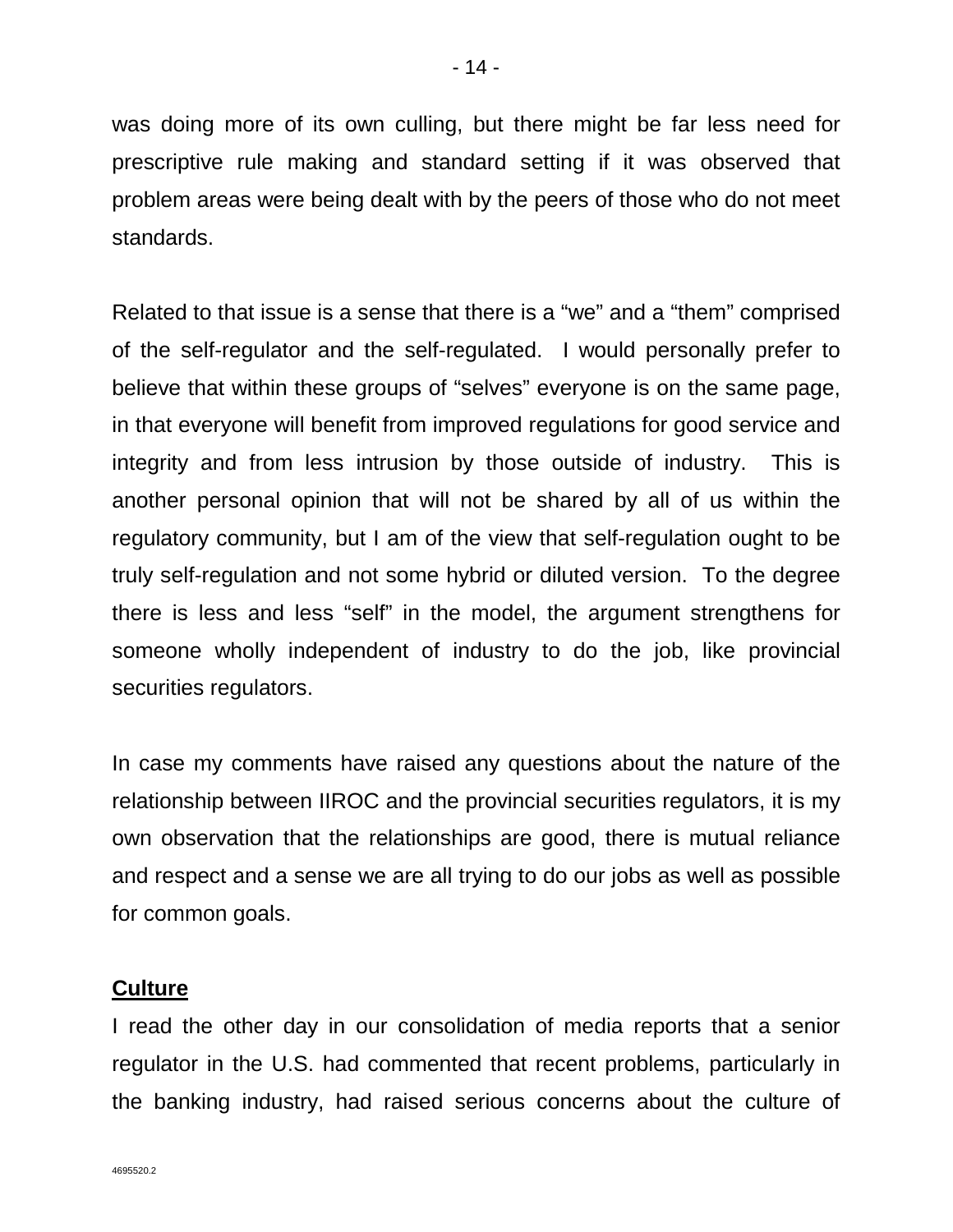was doing more of its own culling, but there might be far less need for prescriptive rule making and standard setting if it was observed that problem areas were being dealt with by the peers of those who do not meet standards.

Related to that issue is a sense that there is a "we" and a "them" comprised of the self-regulator and the self-regulated. I would personally prefer to believe that within these groups of "selves" everyone is on the same page, in that everyone will benefit from improved regulations for good service and integrity and from less intrusion by those outside of industry. This is another personal opinion that will not be shared by all of us within the regulatory community, but I am of the view that self-regulation ought to be truly self-regulation and not some hybrid or diluted version. To the degree there is less and less "self" in the model, the argument strengthens for someone wholly independent of industry to do the job, like provincial securities regulators.

In case my comments have raised any questions about the nature of the relationship between IIROC and the provincial securities regulators, it is my own observation that the relationships are good, there is mutual reliance and respect and a sense we are all trying to do our jobs as well as possible for common goals.

**Culture**

I read the other day in our consolidation of media reports that a senior regulator in the U.S. had commented that recent problems, particularly in the banking industry, had raised serious concerns about the culture of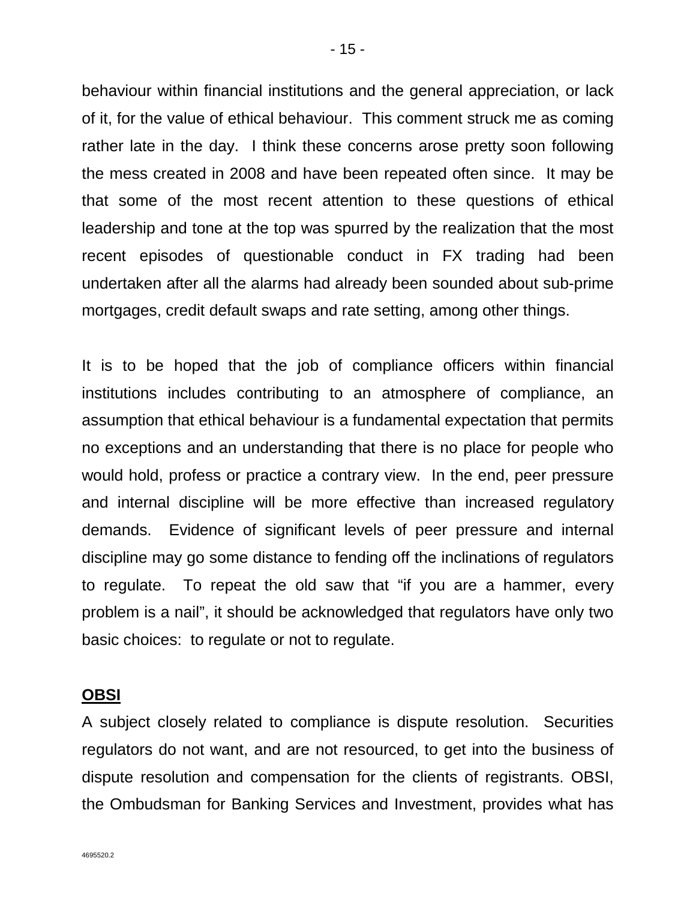behaviour within financial institutions and the general appreciation, or lack of it, for the value of ethical behaviour. This comment struck me as coming rather late in the day. I think these concerns arose pretty soon following the mess created in 2008 and have been repeated often since. It may be that some of the most recent attention to these questions of ethical leadership and tone at the top was spurred by the realization that the most recent episodes of questionable conduct in FX trading had been undertaken after all the alarms had already been sounded about sub-prime mortgages, credit default swaps and rate setting, among other things.

It is to be hoped that the job of compliance officers within financial institutions includes contributing to an atmosphere of compliance, an assumption that ethical behaviour is a fundamental expectation that permits no exceptions and an understanding that there is no place for people who would hold, profess or practice a contrary view. In the end, peer pressure and internal discipline will be more effective than increased regulatory demands. Evidence of significant levels of peer pressure and internal discipline may go some distance to fending off the inclinations of regulators to regulate. To repeat the old saw that "if you are a hammer, every problem is a nail", it should be acknowledged that regulators have only two basic choices: to regulate or not to regulate.

## OBSI

A subject closely related to compliance is dispute resolution. Securities regulators do not want, and are not resourced, to get into the business of dispute resolution and compensation for the clients of registrants. OBSI, the Ombudsman for Banking Services and Investment, provides what has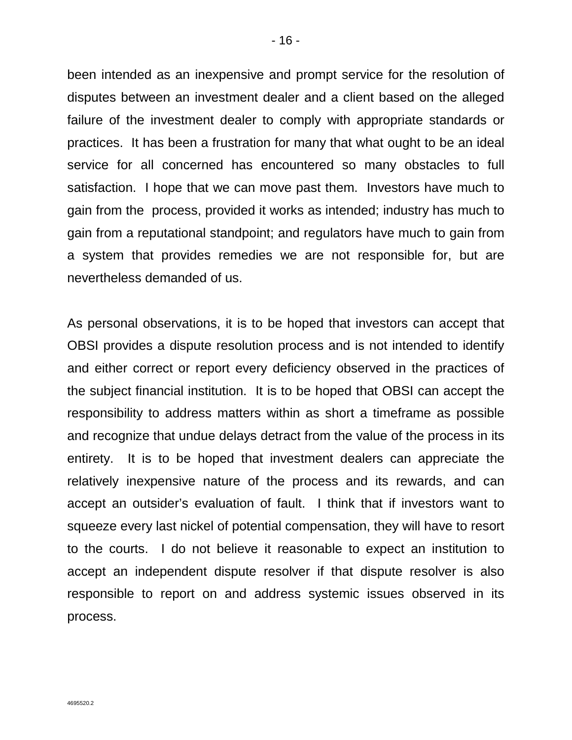been intended as an inexpensive and prompt service for the resolution of disputes between an investment dealer and a client based on the alleged failure of the investment dealer to comply with appropriate standards or practices. It has been a frustration for many that what ought to be an ideal service for all concerned has encountered so many obstacles to full satisfaction. I hope that we can move past them. Investors have much to gain from the process, provided it works as intended; industry has much to gain from a reputational standpoint; and regulators have much to gain from a system that provides remedies we are not responsible for, but are nevertheless demanded of us.

As personal observations, it is to be hoped that investors can accept that OBSI provides a dispute resolution process and is not intended to identify and either correct or report every deficiency observed in the practices of the subject financial institution. It is to be hoped that OBSI can accept the responsibility to address matters within as short a timeframe as possible and recognize that undue delays detract from the value of the process in its entirety. It is to be hoped that investment dealers can appreciate the relatively inexpensive nature of the process and its rewards, and can accept an outsider's evaluation of fault. I think that if investors want to squeeze every last nickel of potential compensation, they will have to resort to the courts. I do not believe it reasonable to expect an institution to accept an independent dispute resolver if that dispute resolver is also responsible to report on and address systemic issues observed in its process.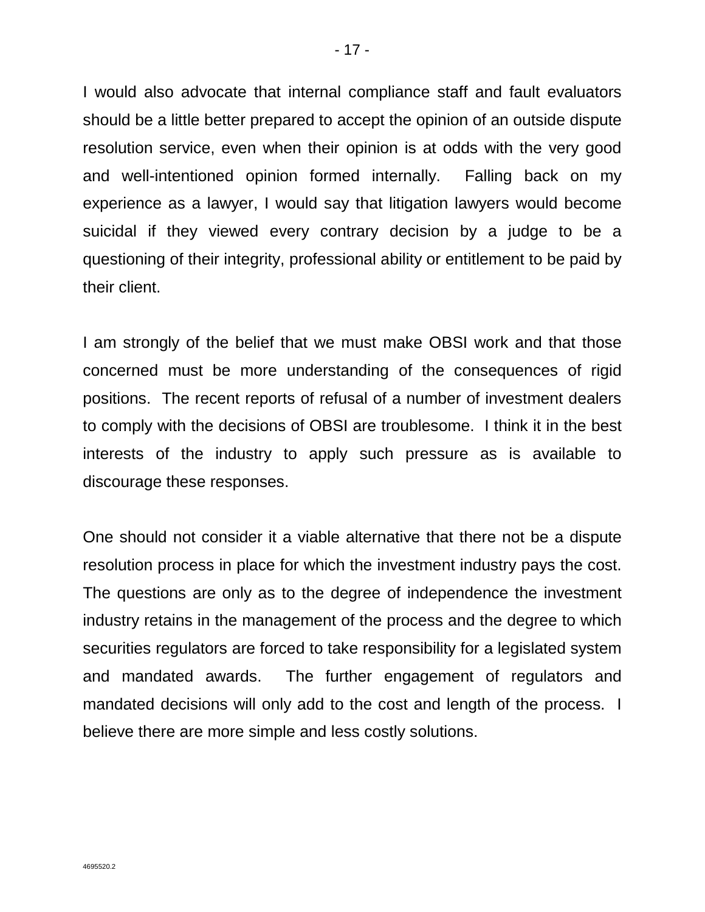I would also advocate that internal compliance staff and fault evaluators should be a little better prepared to accept the opinion of an outside dispute resolution service, even when their opinion is at odds with the very good and well-intentioned opinion formed internally. Falling back on my experience as a lawyer, I would say that litigation lawyers would become suicidal if they viewed every contrary decision by a judge to be a questioning of their integrity, professional ability or entitlement to be paid by their client.

I am strongly of the belief that we must make OBSI work and that those concerned must be more understanding of the consequences of rigid positions. The recent reports of refusal of a number of investment dealers to comply with the decisions of OBSI are troublesome. I think it in the best interests of the industry to apply such pressure as is available to discourage these responses.

One should not consider it a viable alternative that there not be a dispute resolution process in place for which the investment industry pays the cost. The questions are only as to the degree of independence the investment industry retains in the management of the process and the degree to which securities regulators are forced to take responsibility for a legislated system and mandated awards. The further engagement of regulators and mandated decisions will only add to the cost and length of the process. I believe there are more simple and less costly solutions.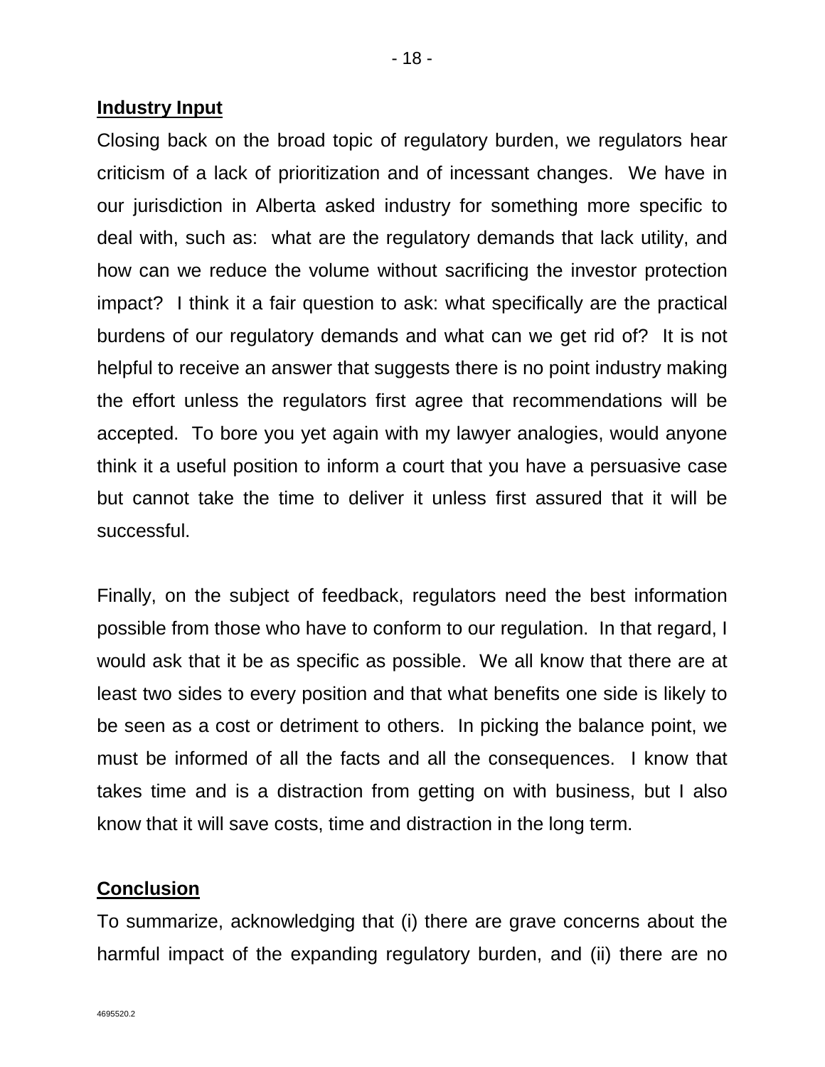## Industry Input

Closing back on the broad topic of regulatory burden, we regulators hear criticism of a lack of prioritization and of incessant changes. We have in our jurisdiction in Alberta asked industry for something more specific to deal with, such as: what are the regulatory demands that lack utility, and how can we reduce the volume without sacrificing the investor protection impact? I think it a fair question to ask: what specifically are the practical burdens of our regulatory demands and what can we get rid of? It is not helpful to receive an answer that suggests there is no point industry making the effort unless the regulators first agree that recommendations will be accepted. To bore you yet again with my lawyer analogies, would anyone think it a useful position to inform a court that you have a persuasive case but cannot take the time to deliver it unless first assured that it will be successful.

Finally, on the subject of feedback, regulators need the best information possible from those who have to conform to our regulation. In that regard, I would ask that it be as specific as possible. We all know that there are at least two sides to every position and that what benefits one side is likely to be seen as a cost or detriment to others. In picking the balance point, we must be informed of all the facts and all the consequences. I know that takes time and is a distraction from getting on with business, but I also know that it will save costs, time and distraction in the long term.

## Conclusion

To summarize, acknowledging that (i) there are grave concerns about the harmful impact of the expanding regulatory burden, and (ii) there are no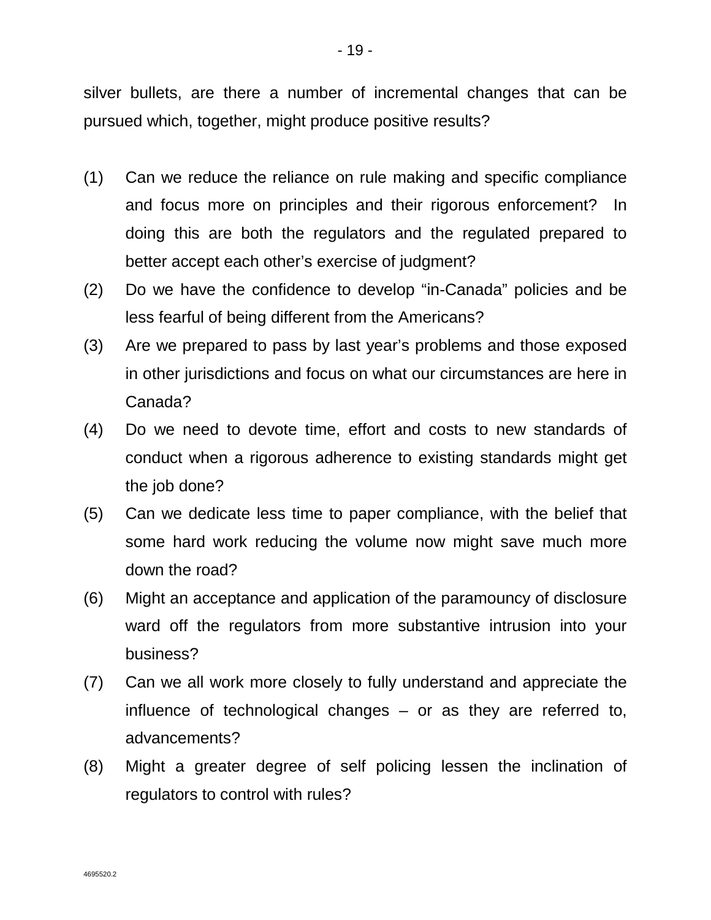silver bullets, are there a number of incremental changes that can be pursued which, together, might produce positive results?

(1) Can we reduce the reliance on rule making and specific compliance and focus more on principles and their rigorous enforcement? In doing this are both the regulators and the regulated prepared to better accept each other's exercise of judgment?

(2) Do we have the confidence to develop "in-Canada" policies and be less fearful of being different from the Americans?

(3) Are we prepared to pass by last year's problems and those exposed in other jurisdictions and focus on what our circumstances are here in Canada?

(4) Do we need to devote time, effort and costs to new standards of conduct when a rigorous adherence to existing standards might get the job done?

(5) Can we dedicate less time to paper compliance, with the belief that some hard work reducing the volume now might save much more down the road?

(6) Might an acceptance and application of the paramouncy of disclosure ward off the regulators from more substantive intrusion into your business?

(7) Can we all work more closely to fully understand and appreciate the influence of technological changes – or as they are referred to, advancements?

(8) Might a greater degree of self policing lessen the inclination of regulators to control with rules?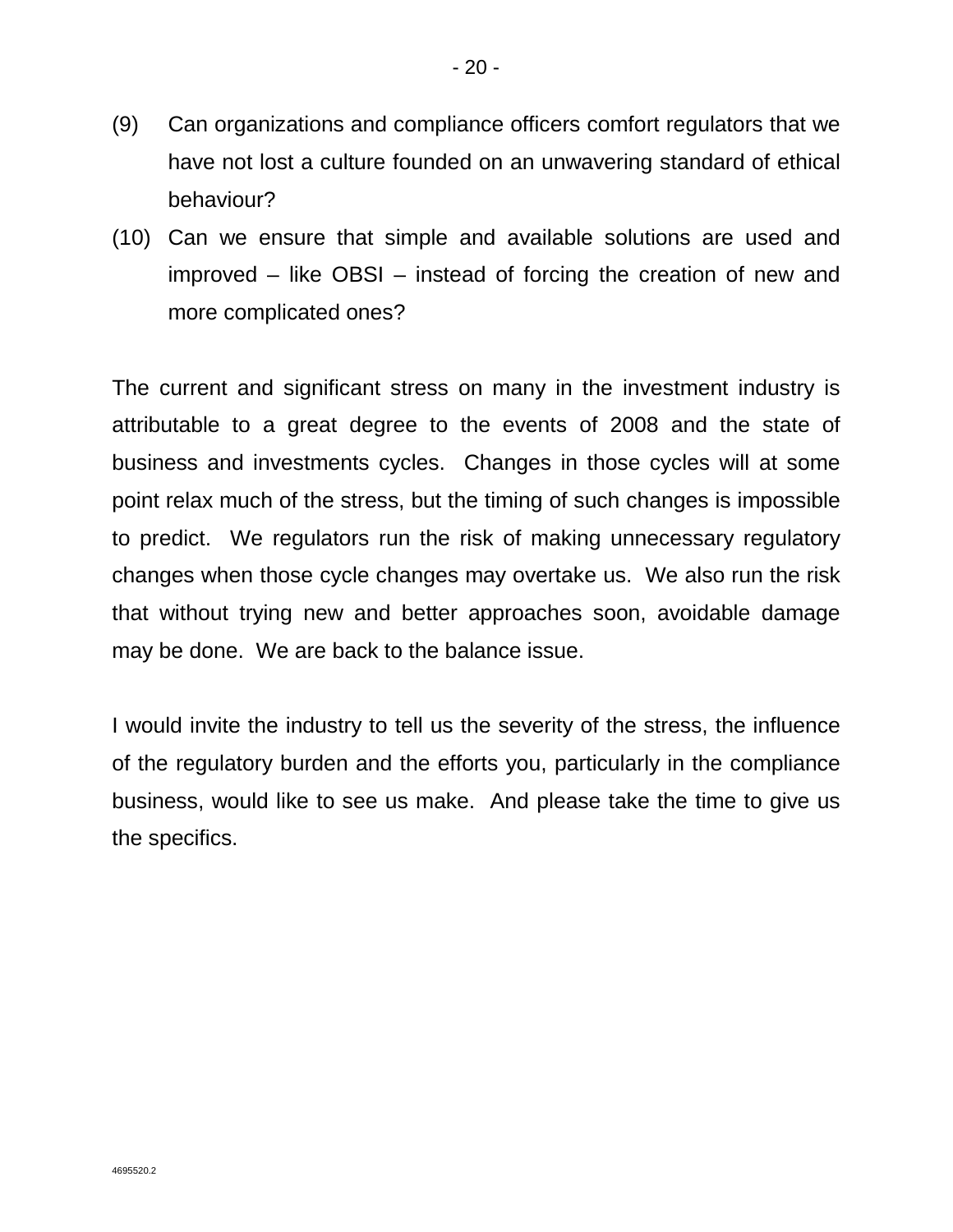(9) Can organizations and compliance officers comfort regulators that we have not lost a culture founded on an unwavering standard of ethical behaviour?

(10) Can we ensure that simple and available solutions are used and improved – like OBSI – instead of forcing the creation of new and more complicated ones?

The current and significant stress on many in the investment industry is attributable to a great degree to the events of 2008 and the state of business and investments cycles. Changes in those cycles will at some point relax much of the stress, but the timing of such changes is impossible to predict. We regulators run the risk of making unnecessary regulatory changes when those cycle changes may overtake us. We also run the risk that without trying new and better approaches soon, avoidable damage may be done. We are back to the balance issue.

I would invite the industry to tell us the severity of the stress, the influence of the regulatory burden and the efforts you, particularly in the compliance business, would like to see us make. And please take the time to give us the specifics.

4695520.2